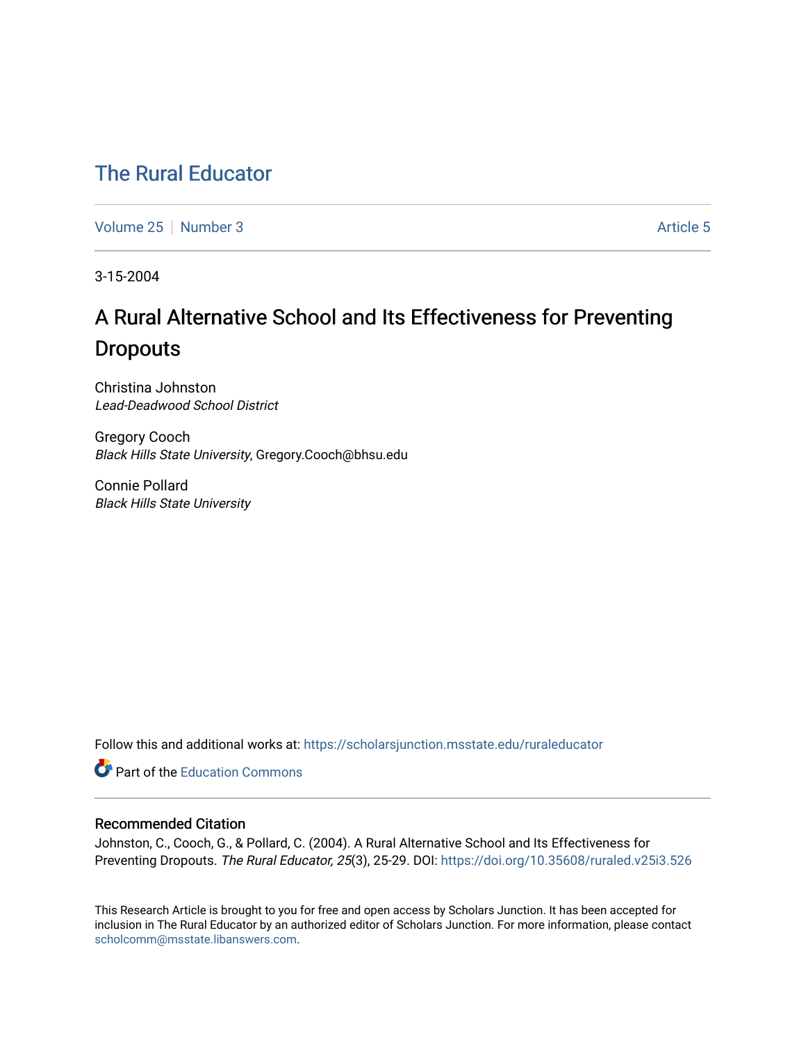# The Rural Educator

Volume 25 | Number 3 | Article 5

3-15-2004

## A Rural Alternative School and Its Effectiveness for Preventing Dropouts

Christina Johnston
*Lead-Deadwood School District*

Gregory Cooch
*Black Hills State University*, Gregory.Cooch@bhsu.edu

Connie Pollard
*Black Hills State University*

Follow this and additional works at: https://scholarsjunction.msstate.edu/ruraleducator

Part of the Education Commons

### Recommended Citation

Johnston, C., Cooch, G., & Pollard, C. (2004). A Rural Alternative School and Its Effectiveness for Preventing Dropouts. *The Rural Educator, 25*(3), 25-29. DOI: https://doi.org/10.35608/ruraled.v25i3.526

This Research Article is brought to you for free and open access by Scholars Junction. It has been accepted for inclusion in The Rural Educator by an authorized editor of Scholars Junction. For more information, please contact scholcomm@msstate.libanswers.com.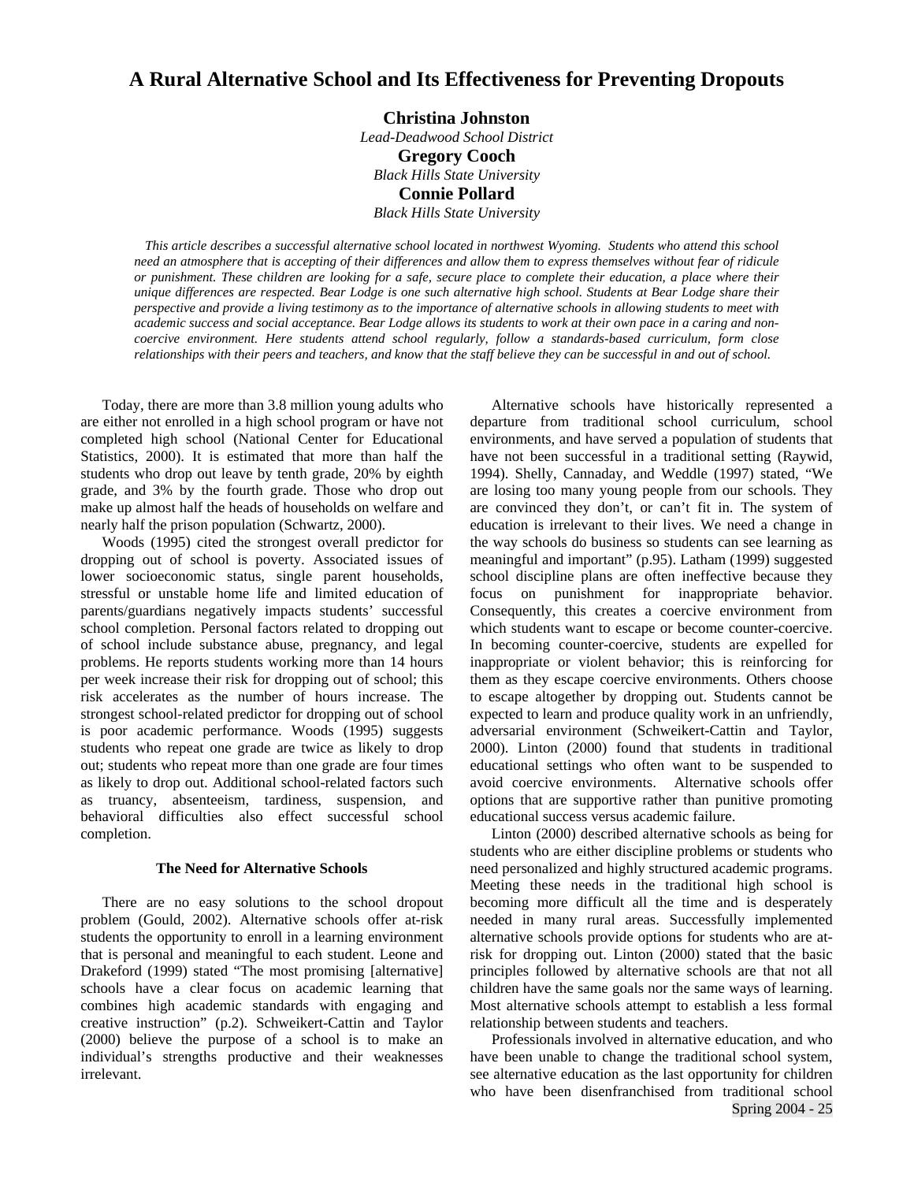# A Rural Alternative School and Its Effectiveness for Preventing Dropouts

**Christina Johnston**
*Lead-Deadwood School District*
**Gregory Cooch**
*Black Hills State University*
**Connie Pollard**
*Black Hills State University*

*This article describes a successful alternative school located in northwest Wyoming. Students who attend this school need an atmosphere that is accepting of their differences and allow them to express themselves without fear of ridicule or punishment. These children are looking for a safe, secure place to complete their education, a place where their unique differences are respected. Bear Lodge is one such alternative high school. Students at Bear Lodge share their perspective and provide a living testimony as to the importance of alternative schools in allowing students to meet with academic success and social acceptance. Bear Lodge allows its students to work at their own pace in a caring and non-coercive environment. Here students attend school regularly, follow a standards-based curriculum, form close relationships with their peers and teachers, and know that the staff believe they can be successful in and out of school.*

Today, there are more than 3.8 million young adults who are either not enrolled in a high school program or have not completed high school (National Center for Educational Statistics, 2000). It is estimated that more than half the students who drop out leave by tenth grade, 20% by eighth grade, and 3% by the fourth grade. Those who drop out make up almost half the heads of households on welfare and nearly half the prison population (Schwartz, 2000).

Woods (1995) cited the strongest overall predictor for dropping out of school is poverty. Associated issues of lower socioeconomic status, single parent households, stressful or unstable home life and limited education of parents/guardians negatively impacts students' successful school completion. Personal factors related to dropping out of school include substance abuse, pregnancy, and legal problems. He reports students working more than 14 hours per week increase their risk for dropping out of school; this risk accelerates as the number of hours increase. The strongest school-related predictor for dropping out of school is poor academic performance. Woods (1995) suggests students who repeat one grade are twice as likely to drop out; students who repeat more than one grade are four times as likely to drop out. Additional school-related factors such as truancy, absenteeism, tardiness, suspension, and behavioral difficulties also effect successful school completion.

### The Need for Alternative Schools

There are no easy solutions to the school dropout problem (Gould, 2002). Alternative schools offer at-risk students the opportunity to enroll in a learning environment that is personal and meaningful to each student. Leone and Drakeford (1999) stated "The most promising [alternative] schools have a clear focus on academic learning that combines high academic standards with engaging and creative instruction" (p.2). Schweikert-Cattin and Taylor (2000) believe the purpose of a school is to make an individual's strengths productive and their weaknesses irrelevant.

Alternative schools have historically represented a departure from traditional school curriculum, school environments, and have served a population of students that have not been successful in a traditional setting (Raywid, 1994). Shelly, Cannaday, and Weddle (1997) stated, "We are losing too many young people from our schools. They are convinced they don't, or can't fit in. The system of education is irrelevant to their lives. We need a change in the way schools do business so students can see learning as meaningful and important" (p.95). Latham (1999) suggested school discipline plans are often ineffective because they focus on punishment for inappropriate behavior. Consequently, this creates a coercive environment from which students want to escape or become counter-coercive. In becoming counter-coercive, students are expelled for inappropriate or violent behavior; this is reinforcing for them as they escape coercive environments. Others choose to escape altogether by dropping out. Students cannot be expected to learn and produce quality work in an unfriendly, adversarial environment (Schweikert-Cattin and Taylor, 2000). Linton (2000) found that students in traditional educational settings who often want to be suspended to avoid coercive environments. Alternative schools offer options that are supportive rather than punitive promoting educational success versus academic failure.

Linton (2000) described alternative schools as being for students who are either discipline problems or students who need personalized and highly structured academic programs. Meeting these needs in the traditional high school is becoming more difficult all the time and is desperately needed in many rural areas. Successfully implemented alternative schools provide options for students who are at-risk for dropping out. Linton (2000) stated that the basic principles followed by alternative schools are that not all children have the same goals nor the same ways of learning. Most alternative schools attempt to establish a less formal relationship between students and teachers.

Professionals involved in alternative education, and who have been unable to change the traditional school system, see alternative education as the last opportunity for children who have been disenfranchised from traditional school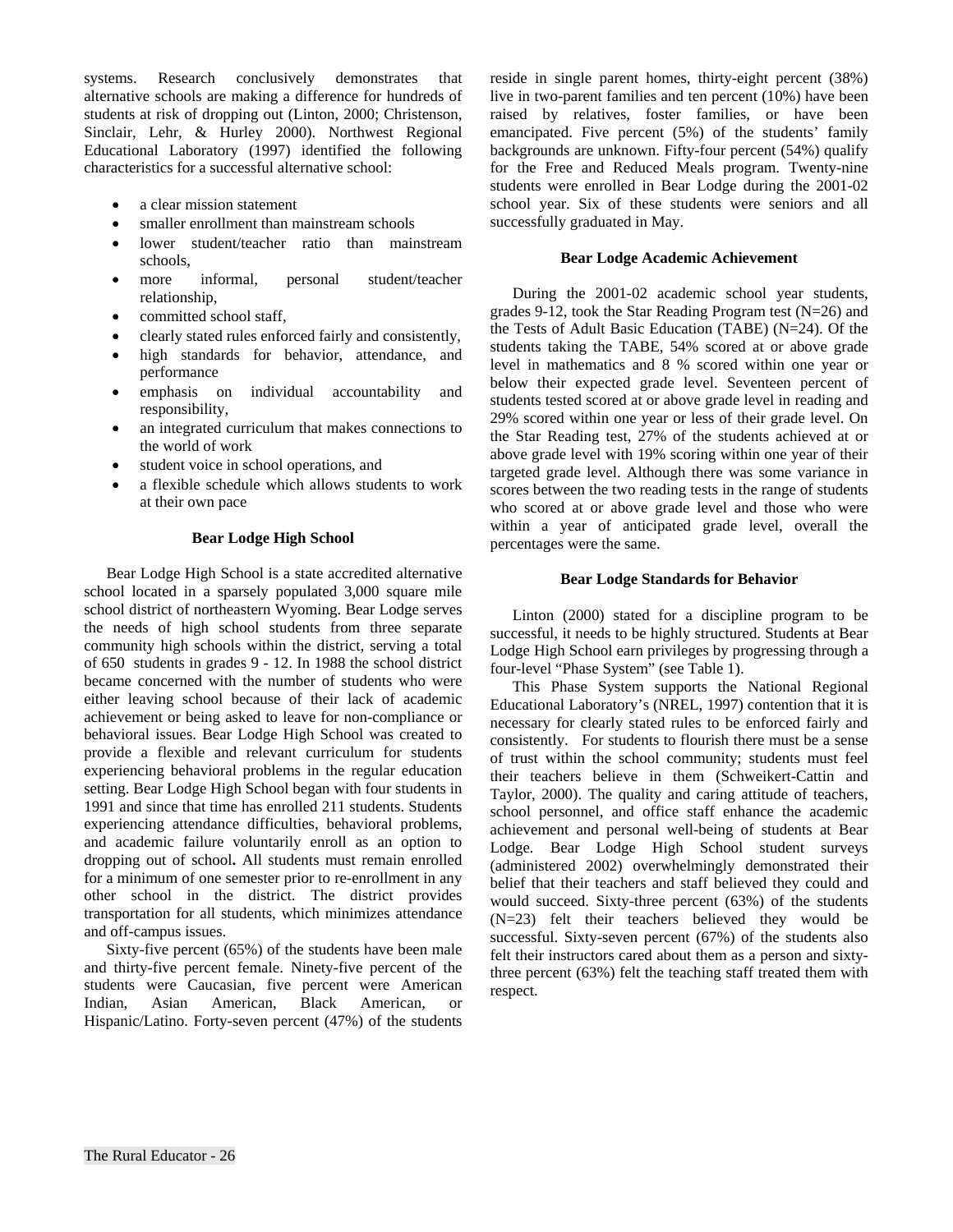systems. Research conclusively demonstrates that alternative schools are making a difference for hundreds of students at risk of dropping out (Linton, 2000; Christenson, Sinclair, Lehr, & Hurley 2000). Northwest Regional Educational Laboratory (1997) identified the following characteristics for a successful alternative school:

- a clear mission statement
- smaller enrollment than mainstream schools
- lower student/teacher ratio than mainstream schools,
- more informal, personal student/teacher relationship,
- committed school staff,
- clearly stated rules enforced fairly and consistently,
- high standards for behavior, attendance, and performance
- emphasis on individual accountability and responsibility,
- an integrated curriculum that makes connections to the world of work
- student voice in school operations, and
- a flexible schedule which allows students to work at their own pace

### Bear Lodge High School

Bear Lodge High School is a state accredited alternative school located in a sparsely populated 3,000 square mile school district of northeastern Wyoming. Bear Lodge serves the needs of high school students from three separate community high schools within the district, serving a total of 650 students in grades 9 - 12. In 1988 the school district became concerned with the number of students who were either leaving school because of their lack of academic achievement or being asked to leave for non-compliance or behavioral issues. Bear Lodge High School was created to provide a flexible and relevant curriculum for students experiencing behavioral problems in the regular education setting. Bear Lodge High School began with four students in 1991 and since that time has enrolled 211 students. Students experiencing attendance difficulties, behavioral problems, and academic failure voluntarily enroll as an option to dropping out of school**.** All students must remain enrolled for a minimum of one semester prior to re-enrollment in any other school in the district. The district provides transportation for all students, which minimizes attendance and off-campus issues.

Sixty-five percent (65%) of the students have been male and thirty-five percent female. Ninety-five percent of the students were Caucasian, five percent were American Indian, Asian American, Black American, or Hispanic/Latino. Forty-seven percent (47%) of the students reside in single parent homes, thirty-eight percent (38%) live in two-parent families and ten percent (10%) have been raised by relatives, foster families, or have been emancipated. Five percent (5%) of the students' family backgrounds are unknown. Fifty-four percent (54%) qualify for the Free and Reduced Meals program. Twenty-nine students were enrolled in Bear Lodge during the 2001-02 school year. Six of these students were seniors and all successfully graduated in May.

### Bear Lodge Academic Achievement

During the 2001-02 academic school year students, grades 9-12, took the Star Reading Program test (N=26) and the Tests of Adult Basic Education (TABE) (N=24). Of the students taking the TABE, 54% scored at or above grade level in mathematics and 8 % scored within one year or below their expected grade level. Seventeen percent of students tested scored at or above grade level in reading and 29% scored within one year or less of their grade level. On the Star Reading test, 27% of the students achieved at or above grade level with 19% scoring within one year of their targeted grade level. Although there was some variance in scores between the two reading tests in the range of students who scored at or above grade level and those who were within a year of anticipated grade level, overall the percentages were the same.

### Bear Lodge Standards for Behavior

Linton (2000) stated for a discipline program to be successful, it needs to be highly structured. Students at Bear Lodge High School earn privileges by progressing through a four-level "Phase System" (see Table 1).

This Phase System supports the National Regional Educational Laboratory's (NREL, 1997) contention that it is necessary for clearly stated rules to be enforced fairly and consistently. For students to flourish there must be a sense of trust within the school community; students must feel their teachers believe in them (Schweikert-Cattin and Taylor, 2000). The quality and caring attitude of teachers, school personnel, and office staff enhance the academic achievement and personal well-being of students at Bear Lodge. Bear Lodge High School student surveys (administered 2002) overwhelmingly demonstrated their belief that their teachers and staff believed they could and would succeed. Sixty-three percent (63%) of the students (N=23) felt their teachers believed they would be successful. Sixty-seven percent (67%) of the students also felt their instructors cared about them as a person and sixty-three percent (63%) felt the teaching staff treated them with respect.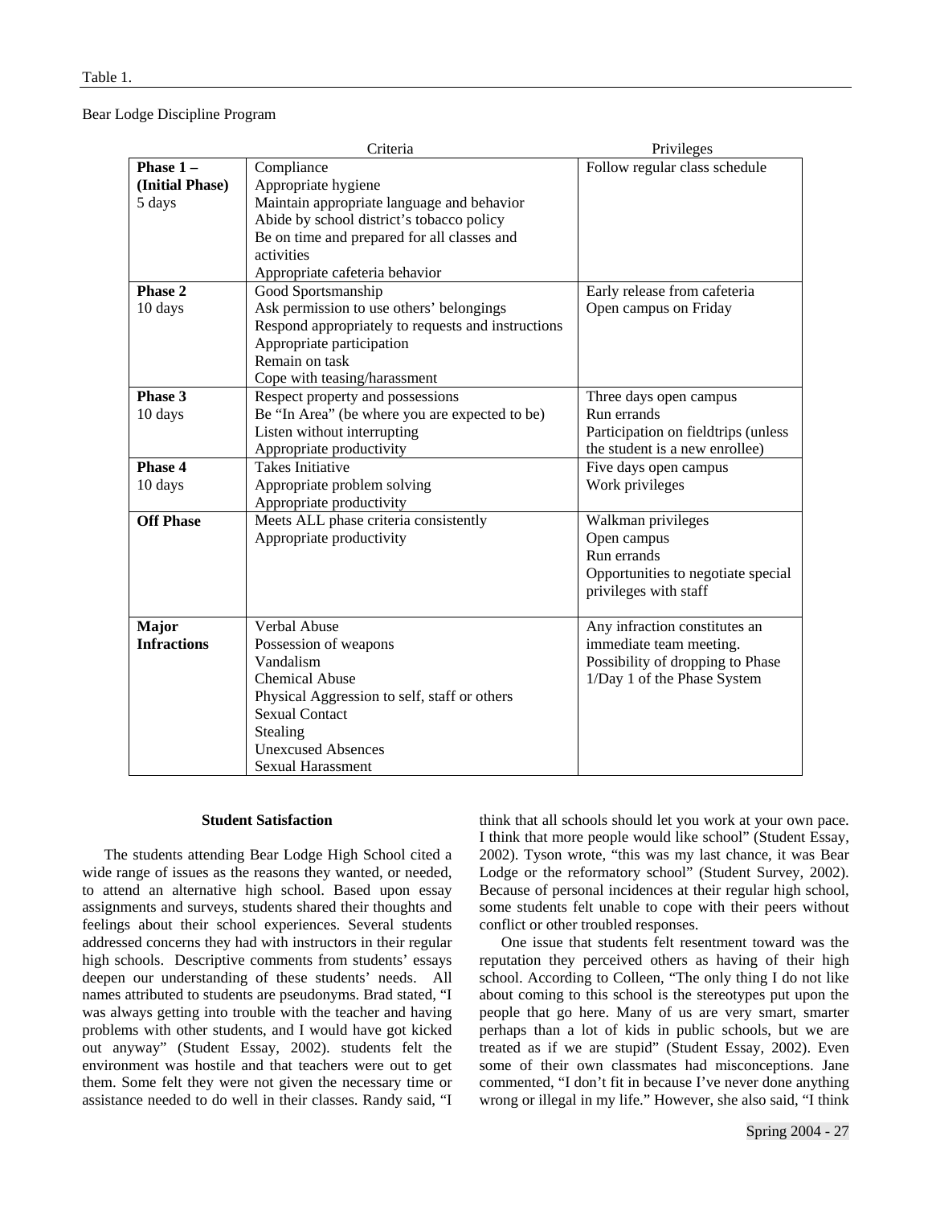Table 1.

Bear Lodge Discipline Program

| | Criteria | Privileges |
|---|---|---|
| **Phase 1 – (Initial Phase)** 5 days | Compliance<br>Appropriate hygiene<br>Maintain appropriate language and behavior<br>Abide by school district's tobacco policy<br>Be on time and prepared for all classes and activities<br>Appropriate cafeteria behavior | Follow regular class schedule |
| **Phase 2** 10 days | Good Sportsmanship<br>Ask permission to use others' belongings<br>Respond appropriately to requests and instructions<br>Appropriate participation<br>Remain on task<br>Cope with teasing/harassment | Early release from cafeteria<br>Open campus on Friday |
| **Phase 3** 10 days | Respect property and possessions<br>Be "In Area" (be where you are expected to be)<br>Listen without interrupting<br>Appropriate productivity | Three days open campus<br>Run errands<br>Participation on fieldtrips (unless the student is a new enrollee) |
| **Phase 4** 10 days | Takes Initiative<br>Appropriate problem solving<br>Appropriate productivity | Five days open campus<br>Work privileges |
| **Off Phase** | Meets ALL phase criteria consistently<br>Appropriate productivity | Walkman privileges<br>Open campus<br>Run errands<br>Opportunities to negotiate special privileges with staff |
| **Major Infractions** | Verbal Abuse<br>Possession of weapons<br>Vandalism<br>Chemical Abuse<br>Physical Aggression to self, staff or others<br>Sexual Contact<br>Stealing<br>Unexcused Absences<br>Sexual Harassment | Any infraction constitutes an immediate team meeting.<br>Possibility of dropping to Phase 1/Day 1 of the Phase System |

### Student Satisfaction

The students attending Bear Lodge High School cited a wide range of issues as the reasons they wanted, or needed, to attend an alternative high school. Based upon essay assignments and surveys, students shared their thoughts and feelings about their school experiences. Several students addressed concerns they had with instructors in their regular high schools. Descriptive comments from students' essays deepen our understanding of these students' needs. All names attributed to students are pseudonyms. Brad stated, "I was always getting into trouble with the teacher and having problems with other students, and I would have got kicked out anyway" (Student Essay, 2002). students felt the environment was hostile and that teachers were out to get them. Some felt they were not given the necessary time or assistance needed to do well in their classes. Randy said, "I think that all schools should let you work at your own pace. I think that more people would like school" (Student Essay, 2002). Tyson wrote, "this was my last chance, it was Bear Lodge or the reformatory school" (Student Survey, 2002). Because of personal incidences at their regular high school, some students felt unable to cope with their peers without conflict or other troubled responses.

One issue that students felt resentment toward was the reputation they perceived others as having of their high school. According to Colleen, "The only thing I do not like about coming to this school is the stereotypes put upon the people that go here. Many of us are very smart, smarter perhaps than a lot of kids in public schools, but we are treated as if we are stupid" (Student Essay, 2002). Even some of their own classmates had misconceptions. Jane commented, "I don't fit in because I've never done anything wrong or illegal in my life." However, she also said, "I think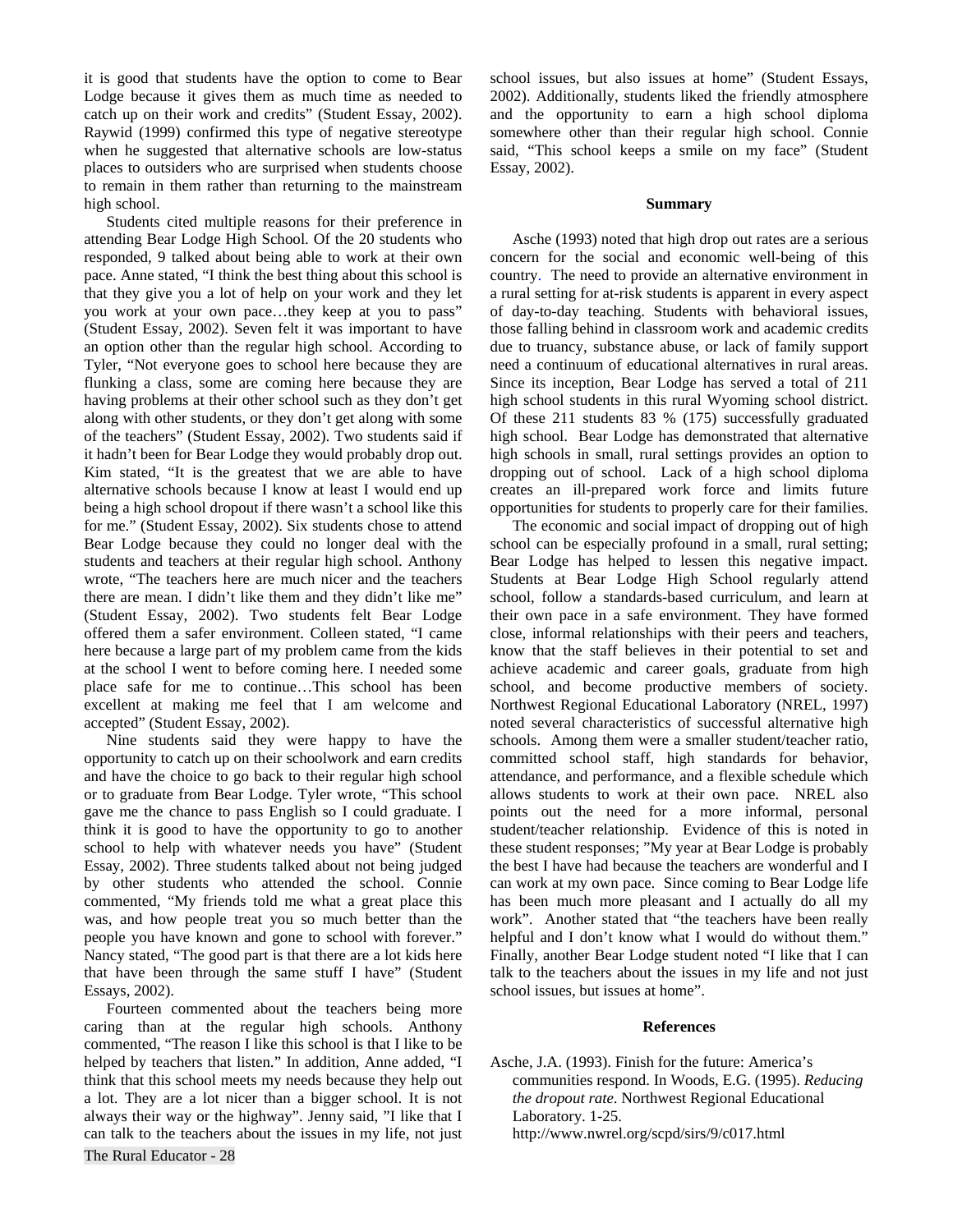it is good that students have the option to come to Bear Lodge because it gives them as much time as needed to catch up on their work and credits" (Student Essay, 2002). Raywid (1999) confirmed this type of negative stereotype when he suggested that alternative schools are low-status places to outsiders who are surprised when students choose to remain in them rather than returning to the mainstream high school.

Students cited multiple reasons for their preference in attending Bear Lodge High School. Of the 20 students who responded, 9 talked about being able to work at their own pace. Anne stated, "I think the best thing about this school is that they give you a lot of help on your work and they let you work at your own pace…they keep at you to pass" (Student Essay, 2002). Seven felt it was important to have an option other than the regular high school. According to Tyler, "Not everyone goes to school here because they are flunking a class, some are coming here because they are having problems at their other school such as they don't get along with other students, or they don't get along with some of the teachers" (Student Essay, 2002). Two students said if it hadn't been for Bear Lodge they would probably drop out. Kim stated, "It is the greatest that we are able to have alternative schools because I know at least I would end up being a high school dropout if there wasn't a school like this for me." (Student Essay, 2002). Six students chose to attend Bear Lodge because they could no longer deal with the students and teachers at their regular high school. Anthony wrote, "The teachers here are much nicer and the teachers there are mean. I didn't like them and they didn't like me" (Student Essay, 2002). Two students felt Bear Lodge offered them a safer environment. Colleen stated, "I came here because a large part of my problem came from the kids at the school I went to before coming here. I needed some place safe for me to continue…This school has been excellent at making me feel that I am welcome and accepted" (Student Essay, 2002).

Nine students said they were happy to have the opportunity to catch up on their schoolwork and earn credits and have the choice to go back to their regular high school or to graduate from Bear Lodge. Tyler wrote, "This school gave me the chance to pass English so I could graduate. I think it is good to have the opportunity to go to another school to help with whatever needs you have" (Student Essay, 2002). Three students talked about not being judged by other students who attended the school. Connie commented, "My friends told me what a great place this was, and how people treat you so much better than the people you have known and gone to school with forever." Nancy stated, "The good part is that there are a lot kids here that have been through the same stuff I have" (Student Essays, 2002).

Fourteen commented about the teachers being more caring than at the regular high schools. Anthony commented, "The reason I like this school is that I like to be helped by teachers that listen." In addition, Anne added, "I think that this school meets my needs because they help out a lot. They are a lot nicer than a bigger school. It is not always their way or the highway". Jenny said, "I like that I can talk to the teachers about the issues in my life, not just school issues, but also issues at home" (Student Essays, 2002). Additionally, students liked the friendly atmosphere and the opportunity to earn a high school diploma somewhere other than their regular high school. Connie said, "This school keeps a smile on my face" (Student Essay, 2002).

## Summary

Asche (1993) noted that high drop out rates are a serious concern for the social and economic well-being of this country. The need to provide an alternative environment in a rural setting for at-risk students is apparent in every aspect of day-to-day teaching. Students with behavioral issues, those falling behind in classroom work and academic credits due to truancy, substance abuse, or lack of family support need a continuum of educational alternatives in rural areas. Since its inception, Bear Lodge has served a total of 211 high school students in this rural Wyoming school district. Of these 211 students 83 % (175) successfully graduated high school. Bear Lodge has demonstrated that alternative high schools in small, rural settings provides an option to dropping out of school. Lack of a high school diploma creates an ill-prepared work force and limits future opportunities for students to properly care for their families.

The economic and social impact of dropping out of high school can be especially profound in a small, rural setting; Bear Lodge has helped to lessen this negative impact. Students at Bear Lodge High School regularly attend school, follow a standards-based curriculum, and learn at their own pace in a safe environment. They have formed close, informal relationships with their peers and teachers, know that the staff believes in their potential to set and achieve academic and career goals, graduate from high school, and become productive members of society. Northwest Regional Educational Laboratory (NREL, 1997) noted several characteristics of successful alternative high schools. Among them were a smaller student/teacher ratio, committed school staff, high standards for behavior, attendance, and performance, and a flexible schedule which allows students to work at their own pace. NREL also points out the need for a more informal, personal student/teacher relationship. Evidence of this is noted in these student responses; "My year at Bear Lodge is probably the best I have had because the teachers are wonderful and I can work at my own pace. Since coming to Bear Lodge life has been much more pleasant and I actually do all my work". Another stated that "the teachers have been really helpful and I don't know what I would do without them." Finally, another Bear Lodge student noted "I like that I can talk to the teachers about the issues in my life and not just school issues, but issues at home".

## References

Asche, J.A. (1993). Finish for the future: America's communities respond. In Woods, E.G. (1995). *Reducing the dropout rate*. Northwest Regional Educational Laboratory. 1-25. http://www.nwrel.org/scpd/sirs/9/c017.html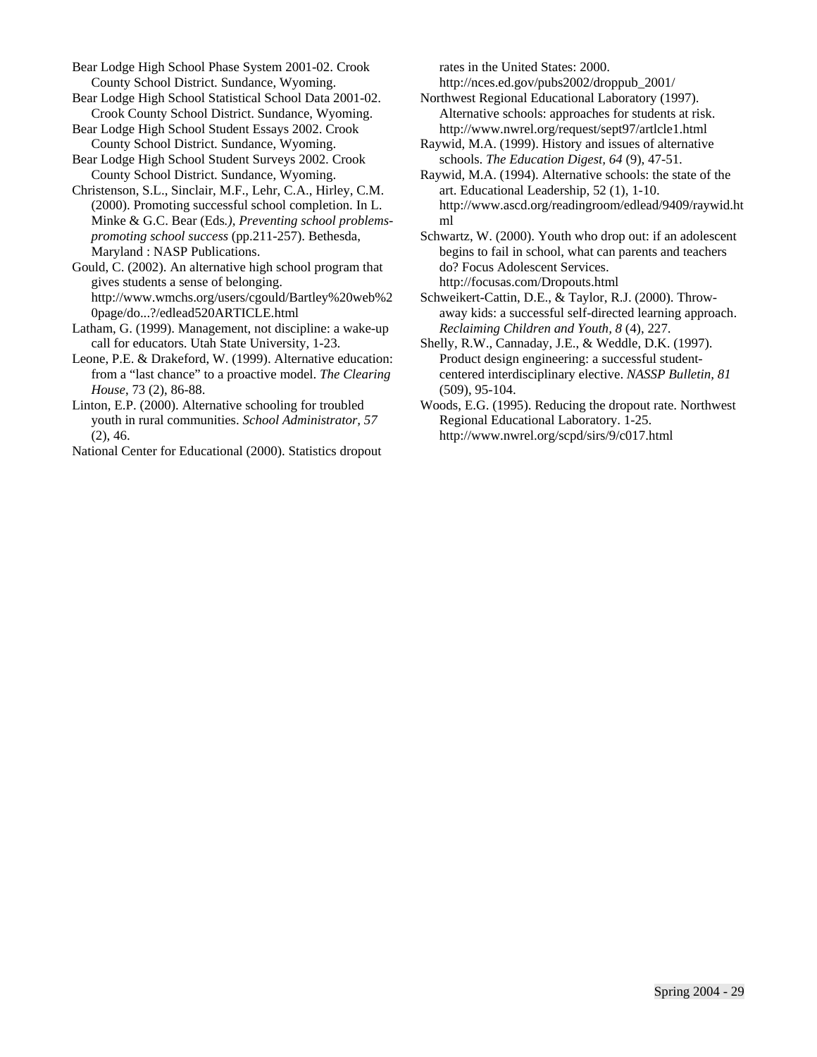Bear Lodge High School Phase System 2001-02. Crook County School District. Sundance, Wyoming.

Bear Lodge High School Statistical School Data 2001-02. Crook County School District. Sundance, Wyoming.

Bear Lodge High School Student Essays 2002. Crook County School District. Sundance, Wyoming.

Bear Lodge High School Student Surveys 2002. Crook County School District. Sundance, Wyoming.

Christenson, S.L., Sinclair, M.F., Lehr, C.A., Hirley, C.M. (2000). Promoting successful school completion. In L. Minke & G.C. Bear (Eds*.), Preventing school problems-promoting school success* (pp.211-257). Bethesda, Maryland : NASP Publications.

Gould, C. (2002). An alternative high school program that gives students a sense of belonging. http://www.wmchs.org/users/cgould/Bartley%20web%20page/do...?/edlead520ARTICLE.html

Latham, G. (1999). Management, not discipline: a wake-up call for educators. Utah State University, 1-23.

Leone, P.E. & Drakeford, W. (1999). Alternative education: from a "last chance" to a proactive model. *The Clearing House*, 73 (2), 86-88.

Linton, E.P. (2000). Alternative schooling for troubled youth in rural communities. *School Administrator, 57* (2), 46.

National Center for Educational (2000). Statistics dropout rates in the United States: 2000. http://nces.ed.gov/pubs2002/droppub_2001/

Northwest Regional Educational Laboratory (1997). Alternative schools: approaches for students at risk. http://www.nwrel.org/request/sept97/artlcle1.html

Raywid, M.A. (1999). History and issues of alternative schools. *The Education Digest, 64* (9), 47-51.

Raywid, M.A. (1994). Alternative schools: the state of the art. Educational Leadership, 52 (1), 1-10. http://www.ascd.org/readingroom/edlead/9409/raywid.html

Schwartz, W. (2000). Youth who drop out: if an adolescent begins to fail in school, what can parents and teachers do? Focus Adolescent Services. http://focusas.com/Dropouts.html

Schweikert-Cattin, D.E., & Taylor, R.J. (2000). Throw-away kids: a successful self-directed learning approach. *Reclaiming Children and Youth, 8* (4), 227.

Shelly, R.W., Cannaday, J.E., & Weddle, D.K. (1997). Product design engineering: a successful student-centered interdisciplinary elective. *NASSP Bulletin, 81* (509), 95-104.

Woods, E.G. (1995). Reducing the dropout rate. Northwest Regional Educational Laboratory. 1-25. http://www.nwrel.org/scpd/sirs/9/c017.html